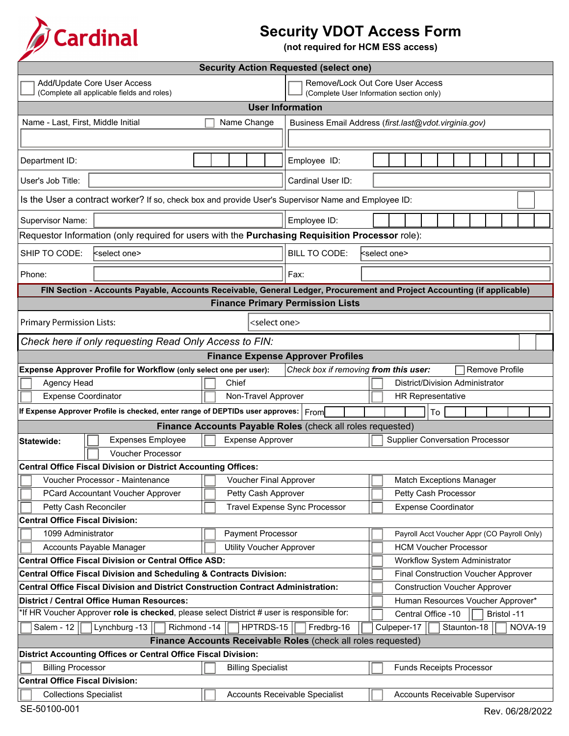Cardinal

# Security VDOT Access Form

**(not required for HCM ESS access)**

## Security Action Requested (select one)

| | |
|---|---|
| ☐ Add/Update Core User Access (Complete all applicable fields and roles) | ☐ Remove/Lock Out Core User Access (Complete User Information section only) |

## User Information

| | |
|---|---|
| Name - Last, First, Middle Initial ☐ Name Change | Business Email Address (*first.last@vdot.virginia.gov*) |
| Department ID: | Employee ID: |
| User's Job Title: | Cardinal User ID: |

Is the User a contract worker? If so, check box and provide User's Supervisor Name and Employee ID: ☐

| | |
|---|---|
| Supervisor Name: | Employee ID: |

Requestor Information (only required for users with the **Purchasing Requisition Processor** role):

| | |
|---|---|
| SHIP TO CODE: <select one> | BILL TO CODE: <select one> |
| Phone: | Fax: |

## FIN Section - Accounts Payable, Accounts Receivable, General Ledger, Procurement and Project Accounting (if applicable)

### Finance Primary Permission Lists

Primary Permission Lists: <select one>

*Check here if only requesting Read Only Access to FIN:* ☐

### Finance Expense Approver Profiles

**Expense Approver Profile for Workflow** (only select one per user): *Check box if removing **from this user:*** ☐ Remove Profile

| | | |
|---|---|---|
| ☐ Agency Head | ☐ Chief | ☐ District/Division Administrator |
| ☐ Expense Coordinator | ☐ Non-Travel Approver | ☐ HR Representative |

**If Expense Approver Profile is checked, enter range of DEPTIDs user approves:** From ______ To ______

### Finance Accounts Payable Roles (check all roles requested)

**Statewide:**

| | | |
|---|---|---|
| ☐ Expenses Employee | ☐ Expense Approver | ☐ Supplier Conversation Processor |
| ☐ Voucher Processor | | |

**Central Office Fiscal Division or District Accounting Offices:**

| | | |
|---|---|---|
| ☐ Voucher Processor - Maintenance | ☐ Voucher Final Approver | ☐ Match Exceptions Manager |
| ☐ PCard Accountant Voucher Approver | ☐ Petty Cash Approver | ☐ Petty Cash Processor |
| ☐ Petty Cash Reconciler | ☐ Travel Expense Sync Processor | ☐ Expense Coordinator |

**Central Office Fiscal Division:**

| | | |
|---|---|---|
| ☐ 1099 Administrator | ☐ Payment Processor | ☐ Payroll Acct Voucher Appr (CO Payroll Only) |
| ☐ Accounts Payable Manager | ☐ Utility Voucher Approver | ☐ HCM Voucher Processor |

| | |
|---|---|
| **Central Office Fiscal Division or Central Office ASD:** | ☐ Workflow System Administrator |
| **Central Office Fiscal Division and Scheduling & Contracts Division:** | ☐ Final Construction Voucher Approver |
| **Central Office Fiscal Division and District Construction Contract Administration:** | ☐ Construction Voucher Approver |
| **District / Central Office Human Resources:** | ☐ Human Resources Voucher Approver* |

*If HR Voucher Approver **role is checked**, please select District # user is responsible for: ☐ Central Office -10 ☐ Bristol -11

☐ Salem - 12 ☐ Lynchburg -13 ☐ Richmond -14 ☐ HPTRDS-15 ☐ Fredbrg-16 ☐ Culpeper-17 ☐ Staunton-18 ☐ NOVA-19

### Finance Accounts Receivable Roles (check all roles requested)

**District Accounting Offices or Central Office Fiscal Division:**

| | | |
|---|---|---|
| ☐ Billing Processor | ☐ Billing Specialist | ☐ Funds Receipts Processor |

**Central Office Fiscal Division:**

| | | |
|---|---|---|
| ☐ Collections Specialist | ☐ Accounts Receivable Specialist | ☐ Accounts Receivable Supervisor |

SE-50100-001 Rev. 06/28/2022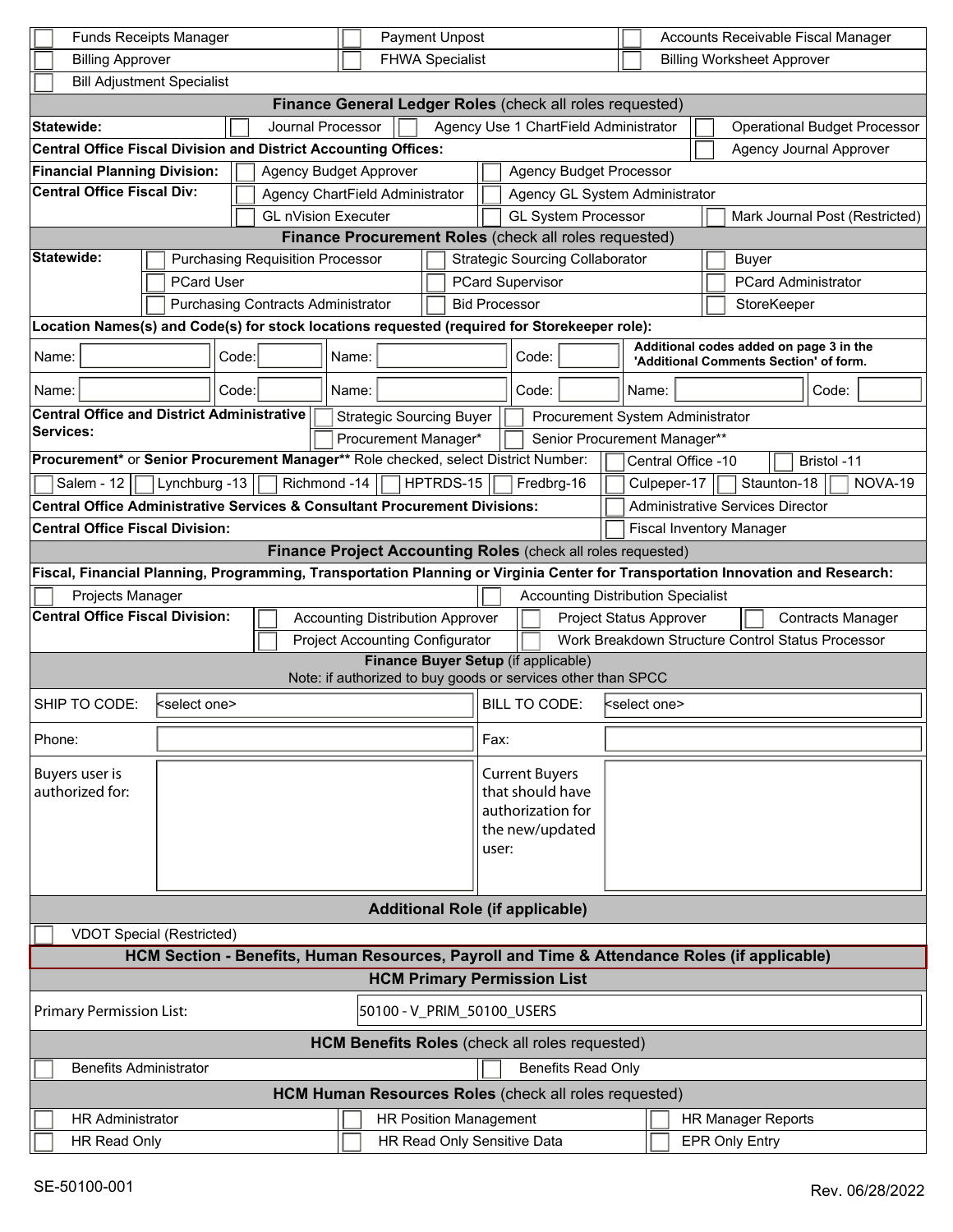| | | |
|---|---|---|
| ☐ Funds Receipts Manager | ☐ Payment Unpost | ☐ Accounts Receivable Fiscal Manager |
| ☐ Billing Approver | ☐ FHWA Specialist | ☐ Billing Worksheet Approver |
| ☐ Bill Adjustment Specialist | | |

## Finance General Ledger Roles (check all roles requested)

| | | | |
|---|---|---|---|
| **Statewide:** | ☐ Journal Processor | ☐ Agency Use 1 ChartField Administrator | ☐ Operational Budget Processor |
| **Central Office Fiscal Division and District Accounting Offices:** | | | ☐ Agency Journal Approver |
| **Financial Planning Division:** | ☐ Agency Budget Approver | ☐ Agency Budget Processor | |
| **Central Office Fiscal Div:** | ☐ Agency ChartField Administrator | ☐ Agency GL System Administrator | |
| | ☐ GL nVision Executer | ☐ GL System Processor | ☐ Mark Journal Post (Restricted) |

## Finance Procurement Roles (check all roles requested)

| | | | |
|---|---|---|---|
| **Statewide:** | ☐ Purchasing Requisition Processor | ☐ Strategic Sourcing Collaborator | ☐ Buyer |
| | ☐ PCard User | ☐ PCard Supervisor | ☐ PCard Administrator |
| | ☐ Purchasing Contracts Administrator | ☐ Bid Processor | ☐ StoreKeeper |

**Location Names(s) and Code(s) for stock locations requested (required for Storekeeper role):**

| | | | | |
|---|---|---|---|---|
| Name: | Code: | Name: | Code: | **Additional codes added on page 3 in the 'Additional Comments Section' of form.** |
| Name: | Code: | Name: | Code: | Name: Code: |

| | | |
|---|---|---|
| **Central Office and District Administrative Services:** | ☐ Strategic Sourcing Buyer | ☐ Procurement System Administrator |
| | ☐ Procurement Manager* | ☐ Senior Procurement Manager** |

**Procurement*** or **Senior Procurement Manager**** Role checked, select District Number: ☐ Central Office -10 ☐ Bristol -11

☐ Salem - 12 ☐ Lynchburg -13 ☐ Richmond -14 ☐ HPTRDS-15 ☐ Fredbrg-16 ☐ Culpeper-17 ☐ Staunton-18 ☐ NOVA-19

| | |
|---|---|
| **Central Office Administrative Services & Consultant Procurement Divisions:** | ☐ Administrative Services Director |
| **Central Office Fiscal Division:** | ☐ Fiscal Inventory Manager |

## Finance Project Accounting Roles (check all roles requested)

**Fiscal, Financial Planning, Programming, Transportation Planning or Virginia Center for Transportation Innovation and Research:**

| | |
|---|---|
| ☐ Projects Manager | ☐ Accounting Distribution Specialist |

| | | | |
|---|---|---|---|
| **Central Office Fiscal Division:** | ☐ Accounting Distribution Approver | ☐ Project Status Approver | ☐ Contracts Manager |
| | ☐ Project Accounting Configurator | ☐ Work Breakdown Structure Control Status Processor | |

## Finance Buyer Setup (if applicable)

Note: if authorized to buy goods or services other than SPCC

| | | | |
|---|---|---|---|
| SHIP TO CODE: | <select one> | BILL TO CODE: | <select one> |
| Phone: | | Fax: | |
| Buyers user is authorized for: | | Current Buyers that should have authorization for the new/updated user: | |

## Additional Role (if applicable)

☐ VDOT Special (Restricted)

## HCM Section - Benefits, Human Resources, Payroll and Time & Attendance Roles (if applicable)

### HCM Primary Permission List

| | |
|---|---|
| Primary Permission List: | 50100 - V_PRIM_50100_USERS |

### HCM Benefits Roles (check all roles requested)

| | |
|---|---|
| ☐ Benefits Administrator | ☐ Benefits Read Only |

### HCM Human Resources Roles (check all roles requested)

| | | |
|---|---|---|
| ☐ HR Administrator | ☐ HR Position Management | ☐ HR Manager Reports |
| ☐ HR Read Only | ☐ HR Read Only Sensitive Data | ☐ EPR Only Entry |

SE-50100-001 Rev. 06/28/2022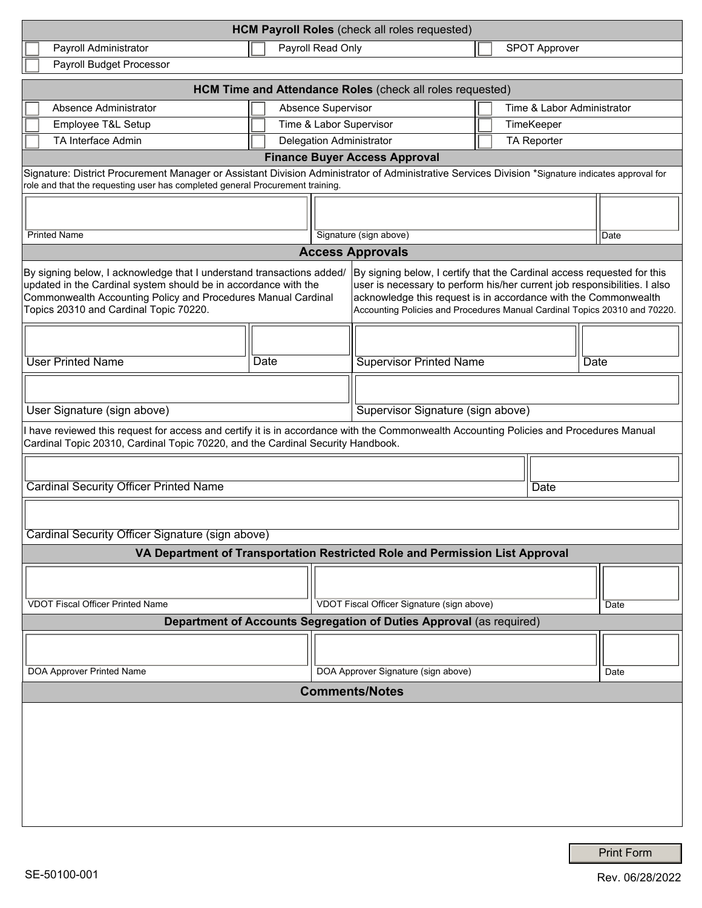| HCM Payroll Roles (check all roles requested) | | |
|---|---|---|
| ☐ Payroll Administrator | ☐ Payroll Read Only | ☐ SPOT Approver |
| ☐ Payroll Budget Processor | | |

| HCM Time and Attendance Roles (check all roles requested) | | |
|---|---|---|
| ☐ Absence Administrator | ☐ Absence Supervisor | ☐ Time & Labor Administrator |
| ☐ Employee T&L Setup | ☐ Time & Labor Supervisor | ☐ TimeKeeper |
| ☐ TA Interface Admin | ☐ Delegation Administrator | ☐ TA Reporter |

## Finance Buyer Access Approval

Signature: District Procurement Manager or Assistant Division Administrator of Administrative Services Division *Signature indicates approval for role and that the requesting user has completed general Procurement training.

| | | |
|---|---|---|
| Printed Name | Signature (sign above) | Date |

## Access Approvals

By signing below, I acknowledge that I understand transactions added/ updated in the Cardinal system should be in accordance with the Commonwealth Accounting Policy and Procedures Manual Cardinal Topics 20310 and Cardinal Topic 70220.

By signing below, I certify that the Cardinal access requested for this user is necessary to perform his/her current job responsibilities. I also acknowledge this request is in accordance with the Commonwealth Accounting Policies and Procedures Manual Cardinal Topics 20310 and 70220.

| | | | |
|---|---|---|---|
| User Printed Name | Date | Supervisor Printed Name | Date |
| User Signature (sign above) | | Supervisor Signature (sign above) | |

I have reviewed this request for access and certify it is in accordance with the Commonwealth Accounting Policies and Procedures Manual Cardinal Topic 20310, Cardinal Topic 70220, and the Cardinal Security Handbook.

| | |
|---|---|
| Cardinal Security Officer Printed Name | Date |
| Cardinal Security Officer Signature (sign above) | |

## VA Department of Transportation Restricted Role and Permission List Approval

| | | |
|---|---|---|
| VDOT Fiscal Officer Printed Name | VDOT Fiscal Officer Signature (sign above) | Date |

## Department of Accounts Segregation of Duties Approval (as required)

| | | |
|---|---|---|
| DOA Approver Printed Name | DOA Approver Signature (sign above) | Date |

## Comments/Notes

Print Form

SE-50100-001

Rev. 06/28/2022